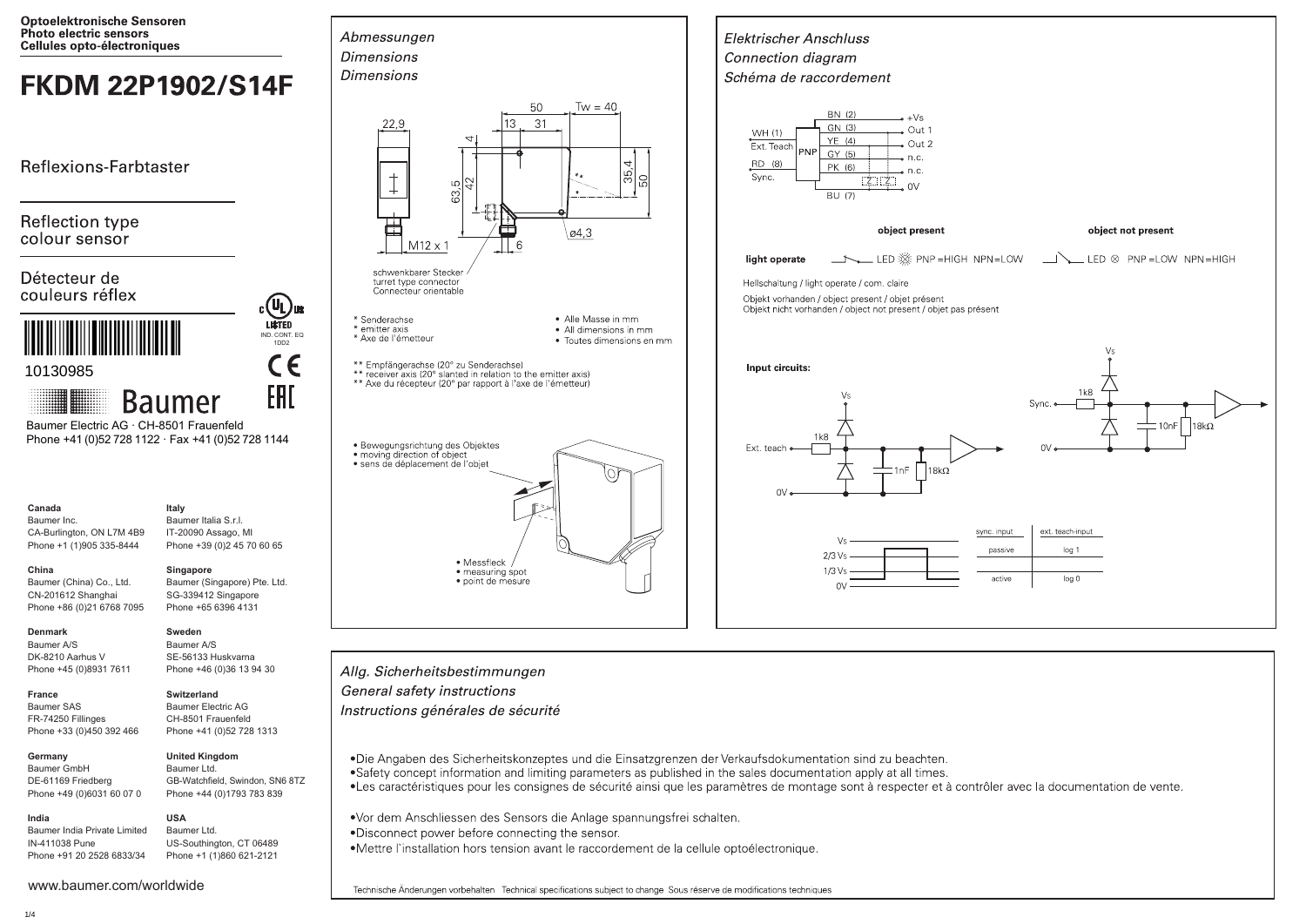**Optoelektronische Sensoren**
**Photo electric sensors**
**Cellules opto-électroniques**

# FKDM 22P1902/S14F

Reflexions-Farbtaster

Reflection type colour sensor

Détecteur de couleurs réflex

10130985

Baumer

Baumer Electric AG · CH-8501 Frauenfeld
Phone +41 (0)52 728 1122 · Fax +41 (0)52 728 1144

**Canada**
Baumer Inc.
CA-Burlington, ON L7M 4B9
Phone +1 (1)905 335-8444

**Italy**
Baumer Italia S.r.l.
IT-20090 Assago, MI
Phone +39 (0)2 45 70 60 65

**China**
Baumer (China) Co., Ltd.
CN-201612 Shanghai
Phone +86 (0)21 6768 7095

**Singapore**
Baumer (Singapore) Pte. Ltd.
SG-339412 Singapore
Phone +65 6396 4131

**Denmark**
Baumer A/S
DK-8210 Aarhus V
Phone +45 (0)8931 7611

**Sweden**
Baumer A/S
SE-56133 Huskvarna
Phone +46 (0)36 13 94 30

**France**
Baumer SAS
FR-74250 Fillinges
Phone +33 (0)450 392 466

**Switzerland**
Baumer Electric AG
CH-8501 Frauenfeld
Phone +41 (0)52 728 1313

**Germany**
Baumer GmbH
DE-61169 Friedberg
Phone +49 (0)6031 60 07 0

**United Kingdom**
Baumer Ltd.
GB-Watchfield, Swindon, SN6 8TZ
Phone +44 (0)1793 783 839

**India**
Baumer India Private Limited
IN-411038 Pune
Phone +91 20 2528 6833/34

**USA**
Baumer Ltd.
US-Southington, CT 06489
Phone +1 (1)860 621-2121

www.baumer.com/worldwide

## *Abmessungen*
## *Dimensions*
## *Dimensions*

50 · Tw = 40 · 13 · 31 · 22,9 · 4 · 42 · 63,5 · 35,4 · 50 · M12 x 1 · ø4,3 · 6

schwenkbarer Stecker
turret type connector
Connecteur orientable

\* Senderachse
\* emitter axis
\* Axe de l'émetteur

- Alle Masse in mm
- All dimensions in mm
- Toutes dimensions en mm

\*\* Empfängerachse (20° zu Senderachse)
\*\* receiver axis (20° slanted in relation to the emitter axis)
\*\* Axe du récepteur (20° par rapport à l'axe de l'émetteur)

- Bewegungsrichtung des Objektes
- moving direction of object
- sens de déplacement de l'objet

- Messfleck
- measuring spot
- point de mesure

## *Elektrischer Anschluss*
## *Connection diagram*
## *Schéma de raccordement*

| Wire | Signal |
|---|---|
| BN (2) | +Vs |
| GN (3) | Out 1 |
| YE (4) | Out 2 |
| GY (5) | n.c. |
| PK (6) | n.c. |
| BU (7) | 0V |
| WH (1) | Ext. Teach |
| RD (8) | Sync. |

PNP

| | object present | object not present |
|---|---|---|
| **light operate** | LED ☀ PNP=HIGH NPN=LOW | LED ⊗ PNP=LOW NPN=HIGH |

Hellschaltung / light operate / com. claire

Objekt vorhanden / object present / objet présent
Objekt nicht vorhanden / object not present / objet pas présent

**Input circuits:**

Ext. teach · 1k8 · 1nF · 18kΩ · Vs · 0V

Sync. · 1k8 · 10nF · 18kΩ · Vs · 0V

Vs · 2/3 Vs · 1/3 Vs · 0V

| sync. input | ext. teach-input |
|---|---|
| passive | log 1 |
| active | log 0 |

## *Allg. Sicherheitsbestimmungen*
## *General safety instructions*
## *Instructions générales de sécurité*

- Die Angaben des Sicherheitskonzeptes und die Einsatzgrenzen der Verkaufsdokumentation sind zu beachten.
- Safety concept information and limiting parameters as published in the sales documentation apply at all times.
- Les caractéristiques pour les consignes de sécurité ainsi que les paramètres de montage sont à respecter et à contrôler avec la documentation de vente.

- Vor dem Anschliessen des Sensors die Anlage spannungsfrei schalten.
- Disconnect power before connecting the sensor.
- Mettre l'installation hors tension avant le raccordement de la cellule optoélectronique.

Technische Änderungen vorbehalten Technical specifications subject to change Sous réserve de modifications techniques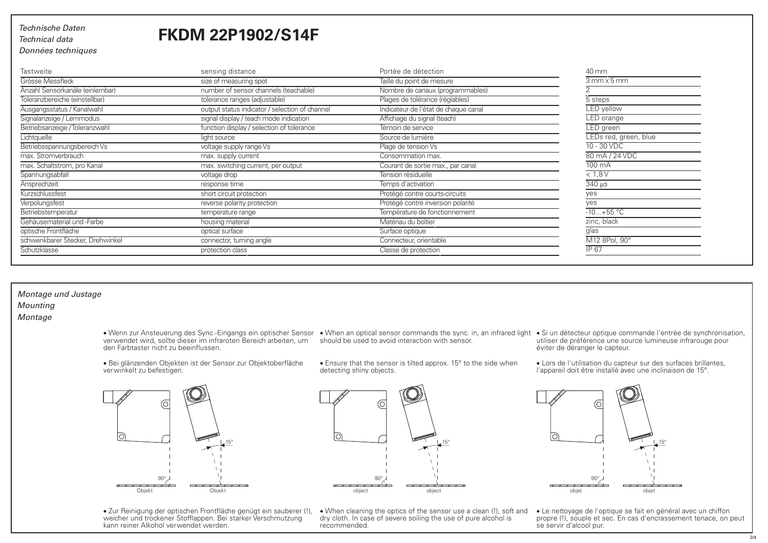*Technische Daten*
*Technical data*
*Données techniques*

# FKDM 22P1902/S14F

| Tastweite | sensing distance | Portée de détection | 40 mm |
|---|---|---|---|
| Grösse Messfleck | size of measuring spot | Taille du point de mesure | 3 mm x 5 mm |
| Anzahl Sensorkanäle (einlernbar) | number of sensor channels (teachable) | Nombre de canaux (programmables) | 2 |
| Toleranzbereiche (einstellbar) | tolerance ranges (adjustable) | Plages de tolérance (réglables) | 5 steps |
| Ausgangsstatus / Kanalwahl | output status indicator / selection of channel | Indicateur de l'état de chaque canal | LED yellow |
| Signalanzeige / Lernmodus | signal display / teach mode indication | Affichage du signal (teach) | LED orange |
| Betriebsanzeige / Toleranzwahl | function display / selection of tolerance | Témoin de service | LED green |
| Lichtquelle | light source | Source de lumière | LEDs red, green, blue |
| Betriebsspannungsbereich Vs | voltage supply range Vs | Plage de tension Vs | 10 - 30 VDC |
| max. Stromverbrauch | max. supply current | Consommation max. | 80 mA / 24 VDC |
| max. Schaltstrom, pro Kanal | max. switching current, per output | Courant de sortie max., par canal | 100 mA |
| Spannungsabfall | voltage drop | Tension résiduelle | < 1,8 V |
| Ansprechzeit | response time | Temps d'activation | 340 µs |
| Kurzschlussfest | short circuit protection | Protégé contre courts-circuits | yes |
| Verpolungsfest | reverse polarity protection | Protégé contre inversion polarité | yes |
| Betriebstemperatur | temperature range | Température de fonctionnement | -10...+55 °C |
| Gehäusematerial und -Farbe | housing material | Matériau du boîtier | zinc, black |
| optische Frontfläche | optical surface | Surface optique | glas |
| schwenkbarer Stecker, Drehwinkel | connector, turning angle | Connecteur, orientable | M12 8Pol, 90° |
| Schutzklasse | protection class | Classe de protection | IP 67 |

*Montage und Justage*
*Mounting*
*Montage*

- Wenn zur Ansteuerung des Sync.-Eingangs ein optischer Sensor verwendet wird, sollte dieser im infraroten Bereich arbeiten, um den Farbtaster nicht zu beeinflussen.
- Bei glänzenden Objekten ist der Sensor zur Objektoberfläche verwinkelt zu befestigen.

- When an optical sensor commands the sync. in, an infrared light should be used to avoid interaction with sensor.
- Ensure that the sensor is tilted approx. 15° to the side when detecting shiny objects.

- Si un détecteur optique commande l'entrée de synchronisation, utiliser de préférence une source lumineuse infrarouge pour éviter de déranger le capteur.
- Lors de l'utilisation du capteur sur des surfaces brillantes, l'appareil doit être installé avec une inclinaison de 15°.

90° Objekt — 15° Objekt

90° object — 15° object

90° objet — 15° objet

- Zur Reinigung der optischen Frontfläche genügt ein sauberer (!), weicher und trockener Stofflappen. Bei starker Verschmutzung kann reiner Alkohol verwendet werden.

- When cleaning the optics of the sensor use a clean (!), soft and dry cloth. In case of severe soiling the use of pure alcohol is recommended.

- Le nettoyage de l'optique se fait en général avec un chiffon propre (!), souple et sec. En cas d'encrassement tenace, on peut se servir d'alcool pur.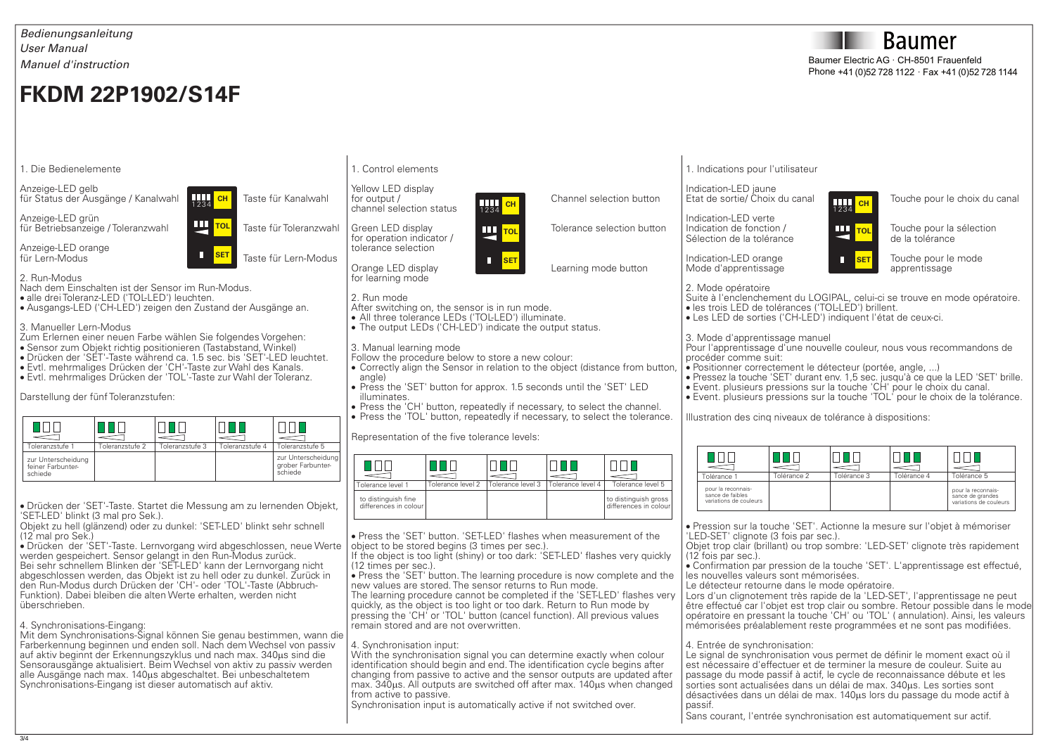*Bedienungsanleitung*
*User Manual*
*Manuel d'instruction*

# FKDM 22P1902/S14F

Baumer

Baumer Electric AG · CH-8501 Frauenfeld
Phone +41 (0)52 728 1122 · Fax +41 (0)52 728 1144

## 1. Die Bedienelemente

Anzeige-LED gelb für Status der Ausgänge / Kanalwahl — CH — Taste für Kanalwahl

Anzeige-LED grün für Betriebsanzeige / Toleranzwahl — TOL — Taste für Toleranzwahl

Anzeige-LED orange für Lern-Modus — SET — Taste für Lern-Modus

## 2. Run-Modus

Nach dem Einschalten ist der Sensor im Run-Modus.

- alle drei Toleranz-LED ('TOL-LED') leuchten.
- Ausgangs-LED ('CH-LED') zeigen den Zustand der Ausgänge an.

## 3. Manueller Lern-Modus

Zum Erlernen einer neuen Farbe wählen Sie folgendes Vorgehen:

- Sensor zum Objekt richtig positionieren (Tastabstand, Winkel)
- Drücken der 'SET'-Taste während ca. 1.5 sec. bis 'SET'-LED leuchtet.
- Evtl. mehrmaliges Drücken der 'CH'-Taste zur Wahl des Kanals.
- Evtl. mehrmaliges Drücken der 'TOL'-Taste zur Wahl der Toleranz.

Darstellung der fünf Toleranzstufen:

| Toleranzstufe 1 | Toleranzstufe 2 | Toleranzstufe 3 | Toleranzstufe 4 | Toleranzstufe 5 |
|---|---|---|---|---|
| zur Unterscheidung feiner Farbunterschiede | | | | zur Unterscheidung grober Farbunterschiede |

- Drücken der 'SET'-Taste. Startet die Messung am zu lernenden Objekt, 'SET-LED' blinkt (3 mal pro Sek.).

Objekt zu hell (glänzend) oder zu dunkel: 'SET-LED' blinkt sehr schnell (12 mal pro Sek.)

- Drücken der 'SET'-Taste. Lernvorgang wird abgeschlossen, neue Werte werden gespeichert. Sensor gelangt in den Run-Modus zurück.

Bei sehr schnellem Blinken der 'SET-LED' kann der Lernvorgang nicht abgeschlossen werden, das Objekt ist zu hell oder zu dunkel. Zurück in den Run-Modus durch Drücken der 'CH'- oder 'TOL'-Taste (Abbruch-Funktion). Dabei bleiben die alten Werte erhalten, werden nicht überschrieben.

## 4. Synchronisations-Eingang:

Mit dem Synchronisations-Signal können Sie genau bestimmen, wann die Farberkennung beginnen und enden soll. Nach dem Wechsel von passiv auf aktiv beginnt der Erkennungszyklus und nach max. 340µs sind die Sensorausgänge aktualisiert. Beim Wechsel von aktiv zu passiv werden alle Ausgänge nach max. 140µs abgeschaltet. Bei unbeschaltetem Synchronisations-Eingang ist dieser automatisch auf aktiv.

## 1. Control elements

Yellow LED display for output / channel selection status — CH — Channel selection button

Green LED display for operation indicator / tolerance selection — TOL — Tolerance selection button

Orange LED display for learning mode — SET — Learning mode button

## 2. Run mode

After switching on, the sensor is in run mode.

- All three tolerance LEDs ('TOL-LED') illuminate.
- The output LEDs ('CH-LED') indicate the output status.

## 3. Manual learning mode

Follow the procedure below to store a new colour:

- Correctly align the Sensor in relation to the object (distance from button, angle)
- Press the 'SET' button for approx. 1.5 seconds until the 'SET' LED illuminates.
- Press the 'CH' button, repeatedly if necessary, to select the channel.
- Press the 'TOL' button, repeatedly if necessary, to select the tolerance.

Representation of the five tolerance levels:

| Tolerance level 1 | Tolerance level 2 | Tolerance level 3 | Tolerance level 4 | Tolerance level 5 |
|---|---|---|---|---|
| to distinguish fine differences in colour | | | | to distinguish gross differences in colour |

- Press the 'SET' button. 'SET-LED' flashes when measurement of the object to be stored begins (3 times per sec.).

If the object is too light (shiny) or too dark: 'SET-LED' flashes very quickly (12 times per sec.).

- Press the 'SET' button. The learning procedure is now complete and the new values are stored. The sensor returns to Run mode.

The learning procedure cannot be completed if the 'SET-LED' flashes very quickly, as the object is too light or too dark. Return to Run mode by pressing the 'CH' or 'TOL' button (cancel function). All previous values remain stored and are not overwritten.

## 4. Synchronisation input:

With the synchronisation signal you can determine exactly when colour identification should begin and end. The identification cycle begins after changing from passive to active and the sensor outputs are updated after max. 340µs. All outputs are switched off after max. 140µs when changed from active to passive.

Synchronisation input is automatically active if not switched over.

## 1. Indications pour l'utilisateur

Indication-LED jaune Etat de sortie/ Choix du canal — CH — Touche pour le choix du canal

Indication-LED verte Indication de fonction / Sélection de la tolérance — TOL — Touche pour la sélection de la tolérance

Indication-LED orange Mode d'apprentissage — SET — Touche pour le mode apprentissage

## 2. Mode opératoire

Suite à l'enclenchement du LOGIPAL, celui-ci se trouve en mode opératoire.

- les trois LED de tolérances ('TOL-LED') brillent.
- Les LED de sorties ('CH-LED') indiquent l'état de ceux-ci.

## 3. Mode d'apprentissage manuel

Pour l'apprentissage d'une nouvelle couleur, nous vous recommandons de procéder comme suit:

- Positionner correctement le détecteur (portée, angle, ...)
- Pressez la touche 'SET' durant env. 1,5 sec. jusqu'à ce que la LED 'SET' brille.
- Event. plusieurs pressions sur la touche 'CH' pour le choix du canal.
- Event. plusieurs pressions sur la touche 'TOL' pour le choix de la tolérance.

Illustration des cinq niveaux de tolérance à dispositions:

| Tolérance 1 | Tolérance 2 | Tolérance 3 | Tolérance 4 | Tolérance 5 |
|---|---|---|---|---|
| pour la reconnais-sance de faibles variations de couleurs | | | | pour la reconnais-sance de grandes variations de couleurs |

- Pression sur la touche 'SET'. Actionne la mesure sur l'objet à mémoriser 'LED-SET' clignote (3 fois par sec.).

Objet trop clair (brillant) ou trop sombre: 'LED-SET' clignote très rapidement (12 fois par sec.).

- Confirmation par pression de la touche 'SET'. L'apprentissage est effectué, les nouvelles valeurs sont mémorisées.

Le détecteur retourne dans le mode opératoire.

Lors d'un clignotement très rapide de la 'LED-SET', l'apprentissage ne peut être effectué car l'objet est trop clair ou sombre. Retour possible dans le mode opératoire en pressant la touche 'CH' ou 'TOL' ( annulation). Ainsi, les valeurs mémorisées préalablement reste programmées et ne sont pas modifiées.

## 4. Entrée de synchronisation:

Le signal de synchronisation vous permet de définir le moment exact où il est nécessaire d'effectuer et de terminer la mesure de couleur. Suite au passage du mode passif à actif, le cycle de reconnaissance débute et les sorties sont actualisées dans un délai de max. 340µs. Les sorties sont désactivées dans un délai de max. 140µs lors du passage du mode actif à passif.

Sans courant, l'entrée synchronisation est automatiquement sur actif.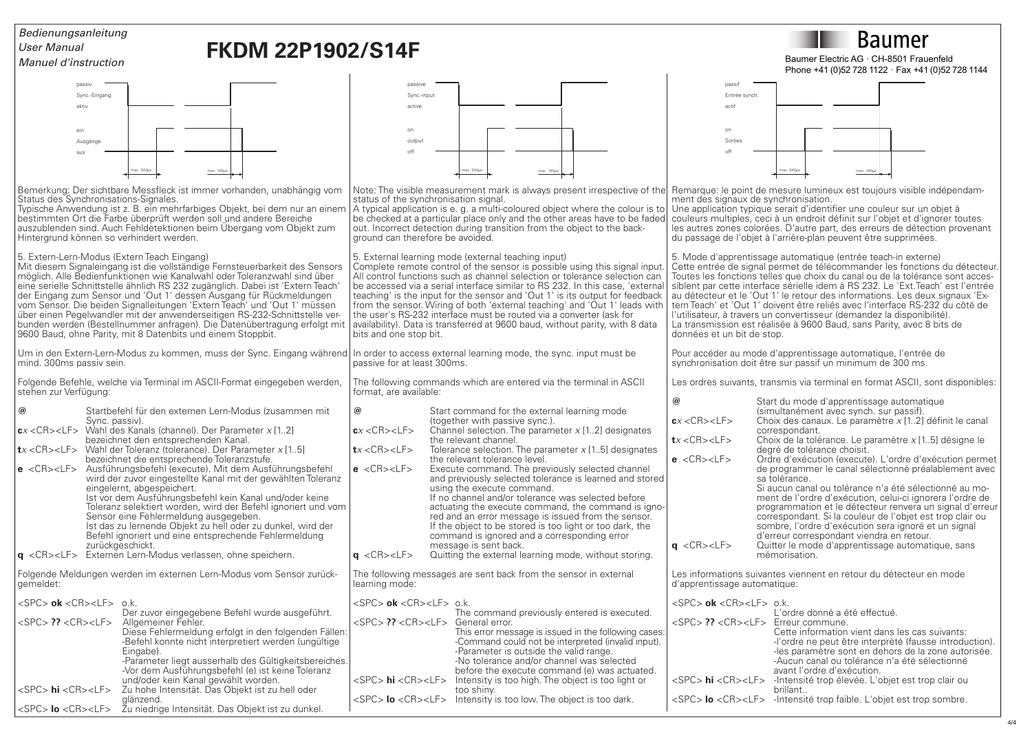*Bedienungsanleitung*
*User Manual*
*Manuel d'instruction*

# FKDM 22P1902/S14F

**Baumer**

Baumer Electric AG · CH-8501 Frauenfeld
Phone +41 (0)52 728 1122 · Fax +41 (0)52 728 1144

passiv
Sync.-Eingang
aktiv

ein
Ausgänge
aus

max. 340µs
max. 140µs

Bemerkung: Der sichtbare Messfleck ist immer vorhanden, unabhängig vom Status des Synchronisations-Signales.
Typische Anwendung ist z. B. ein mehrfarbiges Objekt, bei dem nur an einem bestimmten Ort die Farbe überprüft werden soll und andere Bereiche auszublenden sind. Auch Fehldetektionen beim Übergang vom Objekt zum Hintergrund können so verhindert werden.

5. Extern-Lern-Modus (Extern Teach Eingang)
Mit diesem Signaleingang ist die vollständige Fernsteuerbarkeit des Sensors möglich. Alle Bedienfunktionen wie Kanalwahl oder Toleranzwahl sind über eine serielle Schnittstelle ähnlich RS 232 zugänglich. Dabei ist 'Extern Teach' der Eingang zum Sensor und 'Out 1' dessen Ausgang für Rückmeldungen vom Sensor. Die beiden Signalleitungen 'Extern Teach' und 'Out 1' müssen über einen Pegelwandler mit der anwenderseitigen RS-232-Schnittstelle verbunden werden (Bestellnummer anfragen). Die Datenübertragung erfolgt mit 9600 Baud, ohne Parity, mit 8 Datenbits und einem Stoppbit.

Um in den Extern-Lern-Modus zu kommen, muss der Sync. Eingang während mind. 300ms passiv sein.

Folgende Befehle, welche via Terminal im ASCII-Format eingegeben werden, stehen zur Verfügung:

**@** Startbefehl für den externen Lern-Modus (zusammen mit Sync. passiv).
**c***x* <CR><LF> Wahl des Kanals (channel). Der Parameter *x* [1..2] bezeichnet den entsprechenden Kanal.
**t***x* <CR><LF> Wahl der Toleranz (tolerance). Der Parameter *x* [1..5] bezeichnet die entsprechende Toleranzstufe.
**e** <CR><LF> Ausführungsbefehl (execute). Mit dem Ausführungsbefehl wird der zuvor eingestellte Kanal mit der gewählten Toleranz eingelernt, abgespeichert.
Ist vor dem Ausführungsbefehl kein Kanal und/oder keine Toleranz selektiert worden, wird der Befehl ignoriert und vom Sensor eine Fehlermeldung ausgegeben.
Ist das zu lernende Objekt zu hell oder zu dunkel, wird der Befehl ignoriert und eine entsprechende Fehlermeldung zurückgeschickt.
**q** <CR><LF> Externen Lern-Modus verlassen, ohne speichern.

Folgende Meldungen werden im externen Lern-Modus vom Sensor zurückgemeldet:

<SPC> **ok** <CR><LF> o.k.
Der zuvor eingegebene Befehl wurde ausgeführt.
<SPC> **??** <CR><LF> Allgemeiner Fehler.
Diese Fehlermeldung erfolgt in den folgenden Fällen:
-Befehl konnte nicht interpretiert werden (ungültige Eingabe).
-Parameter liegt ausserhalb des Gültigkeitsbereiches.
-Vor dem Ausführungsbefehl (e) ist keine Toleranz und/oder kein Kanal gewählt worden.
<SPC> **hi** <CR><LF> Zu hohe Intensität. Das Objekt ist zu hell oder glänzend.
<SPC> **lo** <CR><LF> Zu niedrige Intensität. Das Objekt ist zu dunkel.

passive
Sync.-input
active

on
output
off

max. 340µs
max. 140µs

Note: The visible measurement mark is always present irrespective of the status of the synchronisation signal.
A typical application is e. g. a multi-coloured object where the colour is to be checked at a particular place only and the other areas have to be faded out. Incorrect detection during transition from the object to the background can therefore be avoided.

5. External learning mode (external teaching input)
Complete remote control of the sensor is possible using this signal input. All control functions such as channel selection or tolerance selection can be accessed via a serial interface similar to RS 232. In this case, 'external teaching' is the input for the sensor and 'Out 1' is its output for feedback from the sensor. Wiring of both 'external teaching' and 'Out 1' leads with the user's RS-232 interface must be routed via a converter (ask for availability). Data is transferred at 9600 baud, without parity, with 8 data bits and one stop bit.

In order to access external learning mode, the sync. input must be passive for at least 300ms.

The following commands which are entered via the terminal in ASCII format, are available:

**@** Start command for the external learning mode (together with passive sync.).
**c***x* <CR><LF> Channel selection. The parameter *x* [1..2] designates the relevant channel.
**t***x* <CR><LF> Tolerance selection. The parameter *x* [1..5] designates the relevant tolerance level.
**e** <CR><LF> Execute command. The previously selected channel and previously selected tolerance is learned and stored using the execute command.
If no channel and/or tolerance was selected before actuating the execute command, the command is ignored and an error message is issued from the sensor.
If the object to be stored is too light or too dark, the command is ignored and a corresponding error message is sent back.
**q** <CR><LF> Quitting the external learning mode, without storing.

The following messages are sent back from the sensor in external learning mode:

<SPC> **ok** <CR><LF> o.k.
The command previously entered is executed.
<SPC> **??** <CR><LF> General error.
This error message is issued in the following cases:
-Command could not be interpreted (invalid input).
-Parameter is outside the valid range.
-No tolerance and/or channel was selected before the execute command (e) was actuated.
<SPC> **hi** <CR><LF> Intensity is too high. The object is too light or too shiny.
<SPC> **lo** <CR><LF> Intensity is too low. The object is too dark.

passif
Entrée synch.
actif

on
Sorties
off

max. 340µs
max. 140µs

Remarque: le point de mesure lumineux est toujours visible indépendamment des signaux de synchronisation.
Une application typique serait d'identifier une couleur sur un objet à couleurs multiples, ceci à un endroit défini sur l'objet et d'ignorer toutes les autres zones colorées. D'autre part, des erreurs de détection provenant du passage de l'objet à l'arrière-plan peuvent être supprimées.

5. Mode d'apprentissage automatique (entrée teach-in externe)
Cette entrée de signal permet de télécommander les fonctions du détecteur. Toutes les fonctions telles que choix du canal ou de la tolérance sont accessiblent par cette interface sérielle idem à RS 232. Le 'Ext.Teach' est l'entrée au détecteur et le 'Out 1' le retour des informations. Les deux signaux 'Extern Teach' et 'Out 1' doivent être reliés avec l'interface RS-232 du côté de l'utilisateur, à travers un convertisseur (demandez la disponibilité).
La transmission est réalisée à 9600 Baud, sans Parity, avec 8 bits de données et un bit de stop.

Pour accéder au mode d'apprentissage automatique, l'entrée de synchronisation doit être sur passif un minimum de 300 ms.

Les ordres suivants, transmis via terminal en format ASCII, sont disponibles:

**@** Start du mode d'apprentissage automatique (simultanément avec synch. sur passif).
**c***x* <CR><LF> Choix des canaux. Le paramètre *x* [1..2] définit le canal correspondant.
**t***x* <CR><LF> Choix de la tolérance. Le paramètre *x* [1..5] désigne le degré de tolérance choisit.
**e** <CR><LF> Ordre d'exécution (execute). L'ordre d'exécution permet de programmer le canal sélectionné préalablement avec sa tolérance.
Si aucun canal ou tolérance n'a été sélectionné au moment de l'ordre d'exécution, celui-ci ignorera l'ordre de programmation et le détecteur renvera un signal d'erreur correspondant. Si la couleur de l'objet est trop clair ou sombre, l'ordre d'exécution sera ignoré et un signal d'erreur correspondant viendra en retour.
**q** <CR><LF> Quitter le mode d'apprentissage automatique, sans mémorisation.

Les informations suivantes viennent en retour du détecteur en mode d'apprentissage automatique:

<SPC> **ok** <CR><LF> o.k.
L'ordre donné a été effectué.
<SPC> **??** <CR><LF> Erreur commune.
Cette information vient dans les cas suivants:
-l'ordre ne peut être interprèté (fausse introduction).
-les paramètre sont en dehors de la zone autorisée.
-Aucun canal ou tolérance n'a été sélectionné avant l'ordre d'exécution.
<SPC> **hi** <CR><LF> -Intensité trop élevée. L'objet est trop clair ou brillant..
<SPC> **lo** <CR><LF> -Intensité trop faible. L'objet est trop sombre.